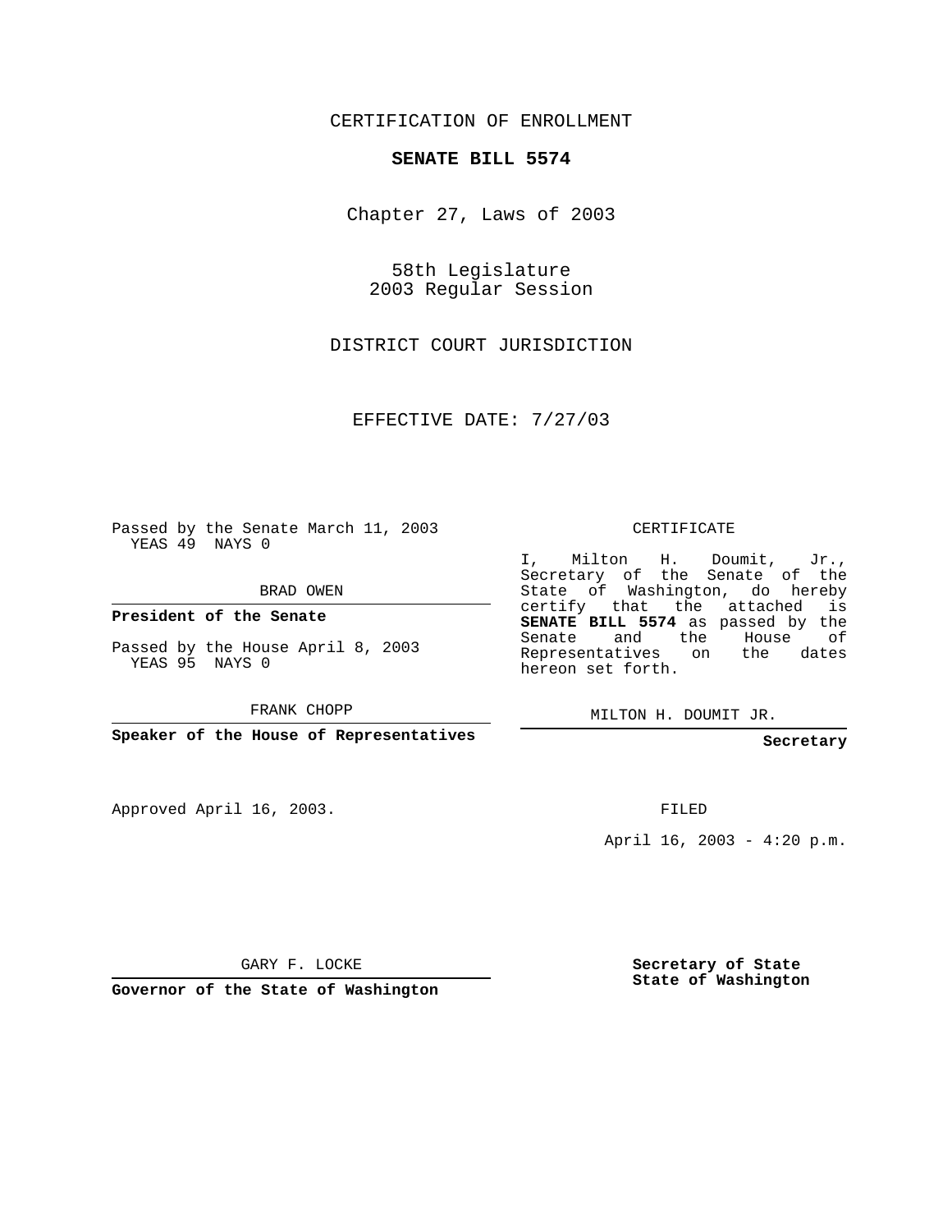CERTIFICATION OF ENROLLMENT

**SENATE BILL 5574**

Chapter 27, Laws of 2003

58th Legislature
2003 Regular Session

DISTRICT COURT JURISDICTION

EFFECTIVE DATE: 7/27/03

Passed by the Senate March 11, 2003
YEAS 49 NAYS 0

BRAD OWEN

**President of the Senate**

Passed by the House April 8, 2003
YEAS 95 NAYS 0

FRANK CHOPP

**Speaker of the House of Representatives**

CERTIFICATE

I, Milton H. Doumit, Jr., Secretary of the Senate of the State of Washington, do hereby certify that the attached is **SENATE BILL 5574** as passed by the Senate and the House of Representatives on the dates hereon set forth.

MILTON H. DOUMIT JR.

**Secretary**

Approved April 16, 2003.

FILED

April 16, 2003 - 4:20 p.m.

GARY F. LOCKE

**Governor of the State of Washington**

**Secretary of State**
**State of Washington**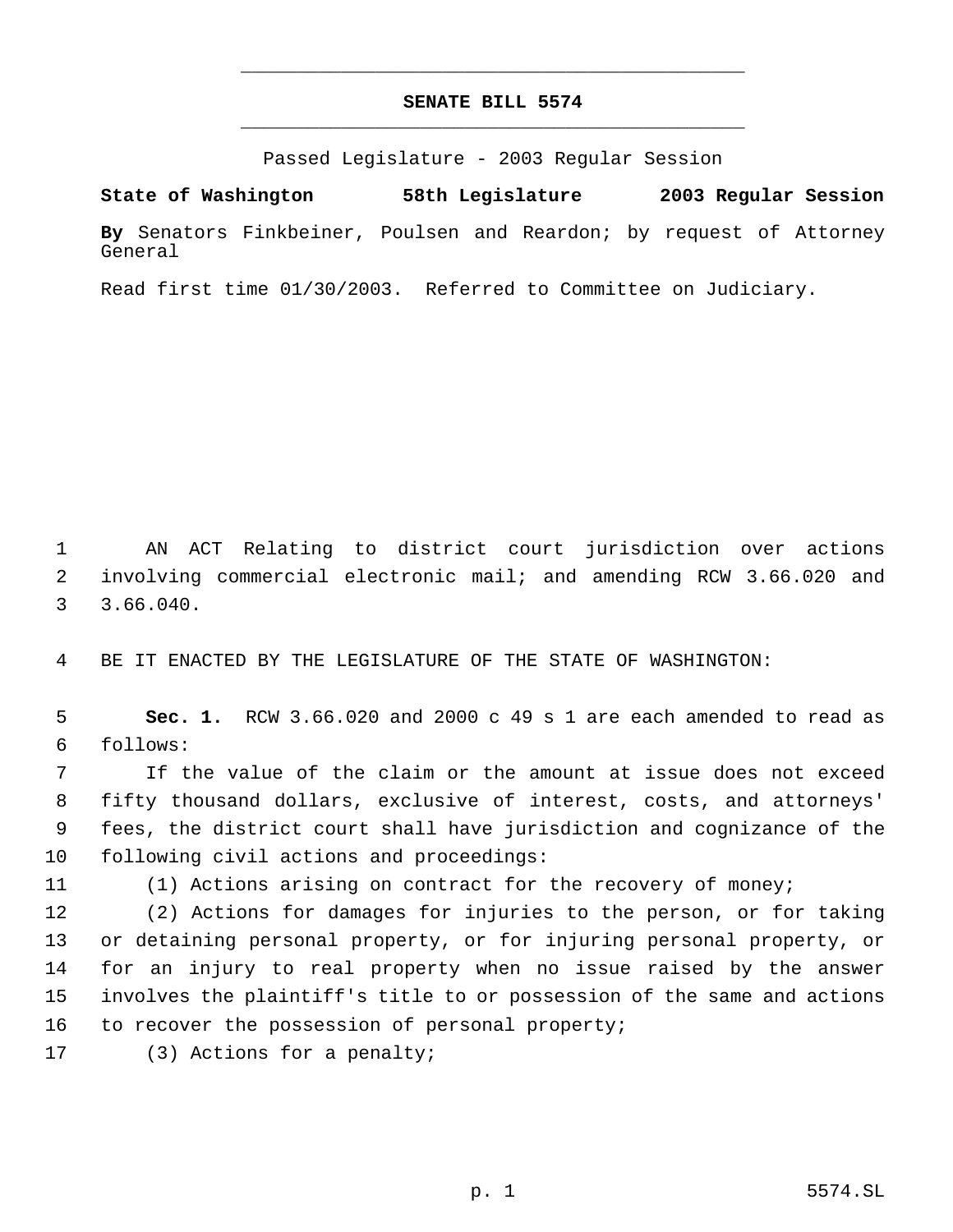# SENATE BILL 5574

Passed Legislature - 2003 Regular Session

**State of Washington 58th Legislature 2003 Regular Session**

**By** Senators Finkbeiner, Poulsen and Reardon; by request of Attorney General

Read first time 01/30/2003. Referred to Committee on Judiciary.

1 AN ACT Relating to district court jurisdiction over actions
2 involving commercial electronic mail; and amending RCW 3.66.020 and
3 3.66.040.

4 BE IT ENACTED BY THE LEGISLATURE OF THE STATE OF WASHINGTON:

5 **Sec. 1.** RCW 3.66.020 and 2000 c 49 s 1 are each amended to read as
6 follows:

7 If the value of the claim or the amount at issue does not exceed
8 fifty thousand dollars, exclusive of interest, costs, and attorneys'
9 fees, the district court shall have jurisdiction and cognizance of the
10 following civil actions and proceedings:

11 (1) Actions arising on contract for the recovery of money;

12 (2) Actions for damages for injuries to the person, or for taking
13 or detaining personal property, or for injuring personal property, or
14 for an injury to real property when no issue raised by the answer
15 involves the plaintiff's title to or possession of the same and actions
16 to recover the possession of personal property;

17 (3) Actions for a penalty;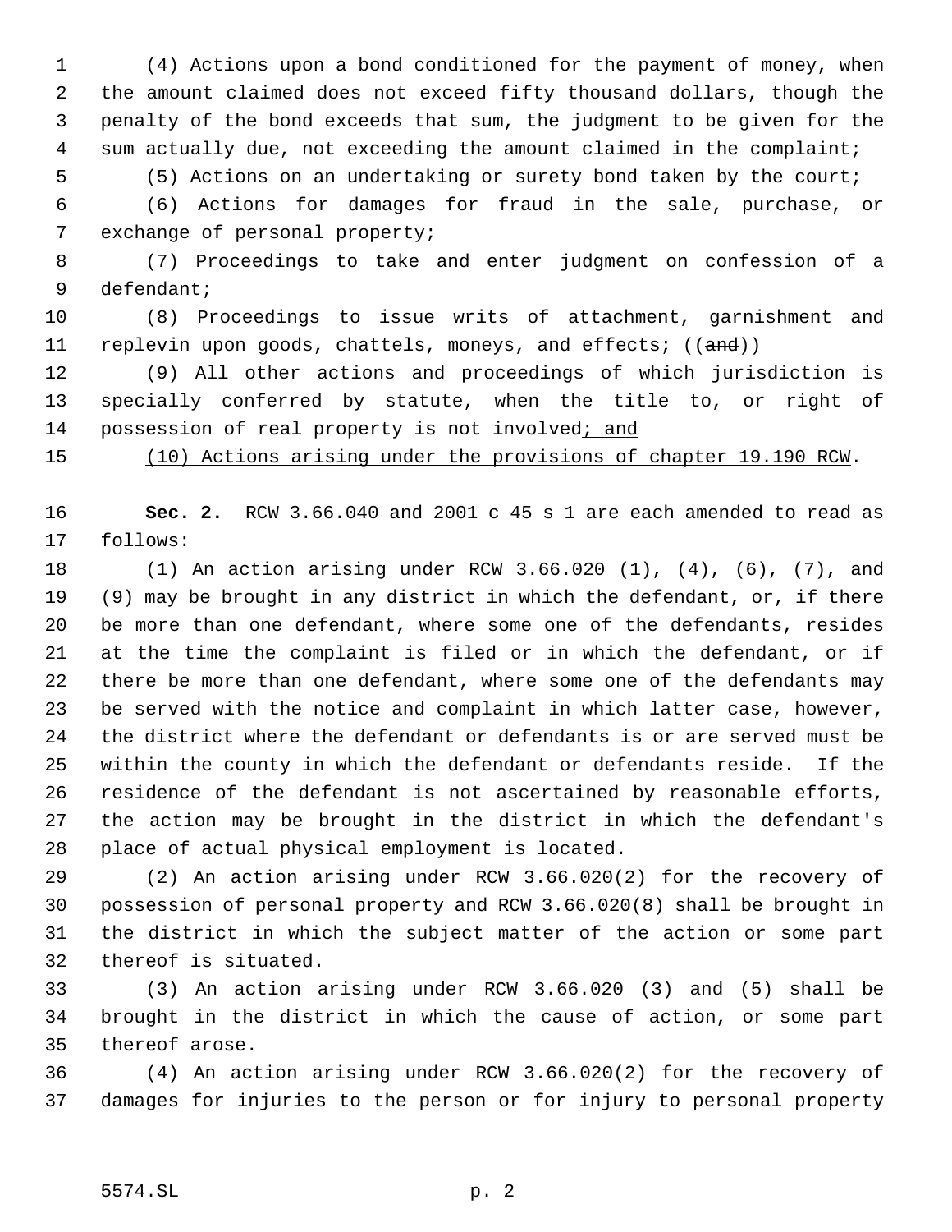(4) Actions upon a bond conditioned for the payment of money, when the amount claimed does not exceed fifty thousand dollars, though the penalty of the bond exceeds that sum, the judgment to be given for the sum actually due, not exceeding the amount claimed in the complaint;

(5) Actions on an undertaking or surety bond taken by the court;

(6) Actions for damages for fraud in the sale, purchase, or exchange of personal property;

(7) Proceedings to take and enter judgment on confession of a defendant;

(8) Proceedings to issue writs of attachment, garnishment and replevin upon goods, chattels, moneys, and effects; ((~~and~~))

(9) All other actions and proceedings of which jurisdiction is specially conferred by statute, when the title to, or right of possession of real property is not involved<u>; and</u>

<u>(10) Actions arising under the provisions of chapter 19.190 RCW</u>.

**Sec. 2.** RCW 3.66.040 and 2001 c 45 s 1 are each amended to read as follows:

(1) An action arising under RCW 3.66.020 (1), (4), (6), (7), and (9) may be brought in any district in which the defendant, or, if there be more than one defendant, where some one of the defendants, resides at the time the complaint is filed or in which the defendant, or if there be more than one defendant, where some one of the defendants may be served with the notice and complaint in which latter case, however, the district where the defendant or defendants is or are served must be within the county in which the defendant or defendants reside. If the residence of the defendant is not ascertained by reasonable efforts, the action may be brought in the district in which the defendant's place of actual physical employment is located.

(2) An action arising under RCW 3.66.020(2) for the recovery of possession of personal property and RCW 3.66.020(8) shall be brought in the district in which the subject matter of the action or some part thereof is situated.

(3) An action arising under RCW 3.66.020 (3) and (5) shall be brought in the district in which the cause of action, or some part thereof arose.

(4) An action arising under RCW 3.66.020(2) for the recovery of damages for injuries to the person or for injury to personal property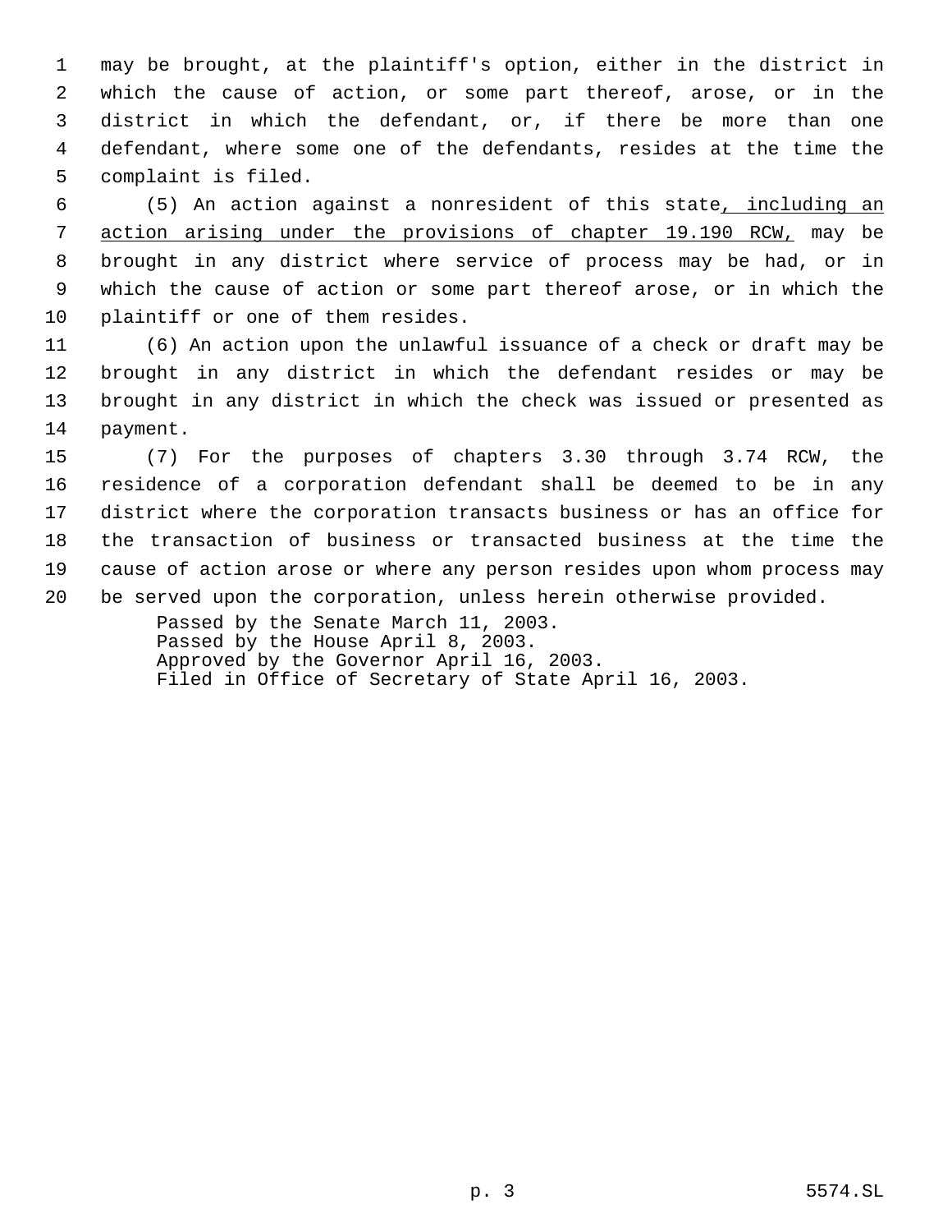may be brought, at the plaintiff's option, either in the district in which the cause of action, or some part thereof, arose, or in the district in which the defendant, or, if there be more than one defendant, where some one of the defendants, resides at the time the complaint is filed.

(5) An action against a nonresident of this state, including an action arising under the provisions of chapter 19.190 RCW, may be brought in any district where service of process may be had, or in which the cause of action or some part thereof arose, or in which the plaintiff or one of them resides.

(6) An action upon the unlawful issuance of a check or draft may be brought in any district in which the defendant resides or may be brought in any district in which the check was issued or presented as payment.

(7) For the purposes of chapters 3.30 through 3.74 RCW, the residence of a corporation defendant shall be deemed to be in any district where the corporation transacts business or has an office for the transaction of business or transacted business at the time the cause of action arose or where any person resides upon whom process may be served upon the corporation, unless herein otherwise provided.

Passed by the Senate March 11, 2003.
Passed by the House April 8, 2003.
Approved by the Governor April 16, 2003.
Filed in Office of Secretary of State April 16, 2003.